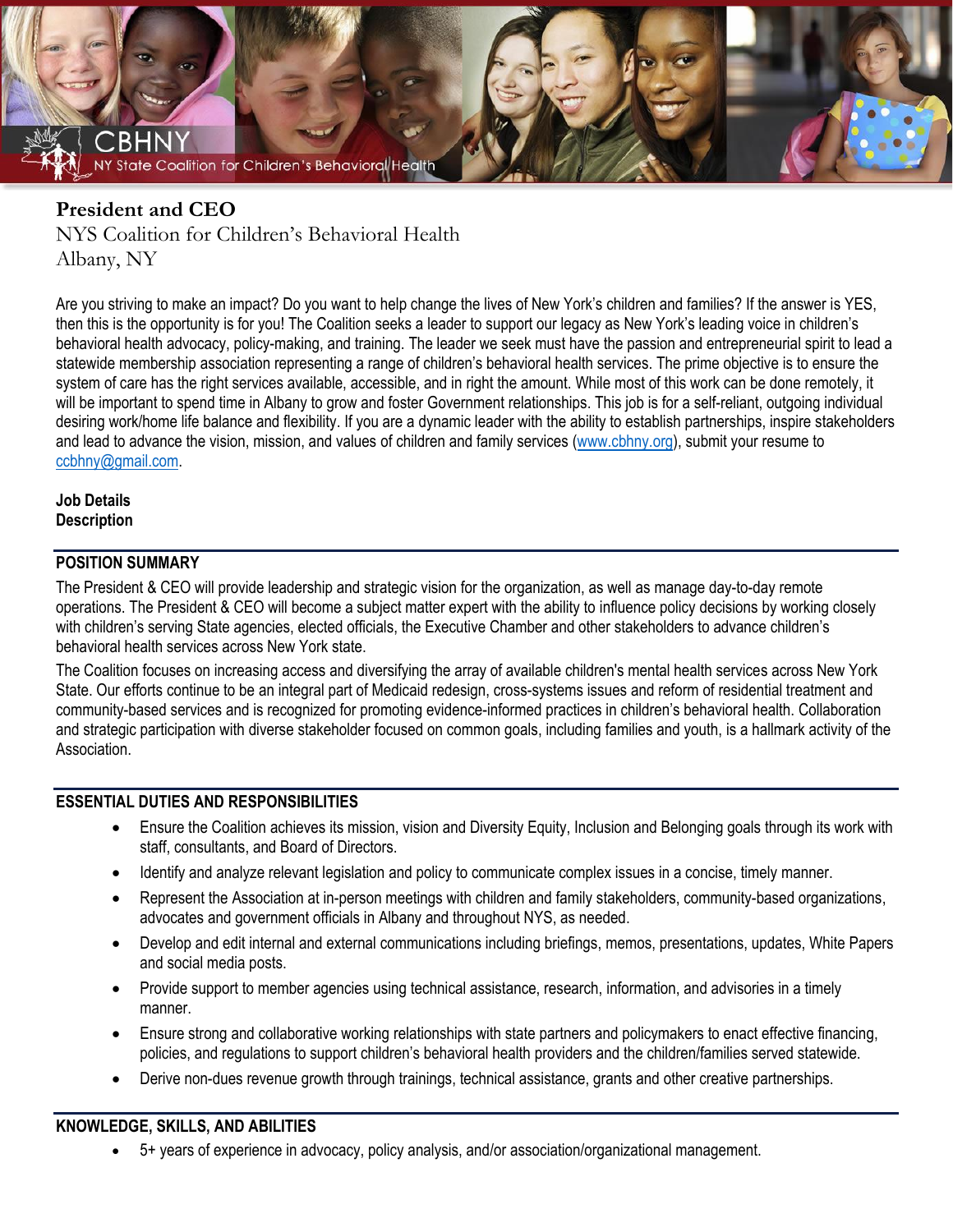# President and CEO

NYS Coalition for Children's Behavioral Health
Albany, NY

Are you striving to make an impact? Do you want to help change the lives of New York's children and families? If the answer is YES, then this is the opportunity is for you! The Coalition seeks a leader to support our legacy as New York's leading voice in children's behavioral health advocacy, policy-making, and training. The leader we seek must have the passion and entrepreneurial spirit to lead a statewide membership association representing a range of children's behavioral health services. The prime objective is to ensure the system of care has the right services available, accessible, and in right the amount. While most of this work can be done remotely, it will be important to spend time in Albany to grow and foster Government relationships. This job is for a self-reliant, outgoing individual desiring work/home life balance and flexibility. If you are a dynamic leader with the ability to establish partnerships, inspire stakeholders and lead to advance the vision, mission, and values of children and family services (www.cbhny.org), submit your resume to ccbhny@gmail.com.

**Job Details**
**Description**

## POSITION SUMMARY

The President & CEO will provide leadership and strategic vision for the organization, as well as manage day-to-day remote operations. The President & CEO will become a subject matter expert with the ability to influence policy decisions by working closely with children's serving State agencies, elected officials, the Executive Chamber and other stakeholders to advance children's behavioral health services across New York state.

The Coalition focuses on increasing access and diversifying the array of available children's mental health services across New York State. Our efforts continue to be an integral part of Medicaid redesign, cross-systems issues and reform of residential treatment and community-based services and is recognized for promoting evidence-informed practices in children's behavioral health. Collaboration and strategic participation with diverse stakeholder focused on common goals, including families and youth, is a hallmark activity of the Association.

## ESSENTIAL DUTIES AND RESPONSIBILITIES

- Ensure the Coalition achieves its mission, vision and Diversity Equity, Inclusion and Belonging goals through its work with staff, consultants, and Board of Directors.
- Identify and analyze relevant legislation and policy to communicate complex issues in a concise, timely manner.
- Represent the Association at in-person meetings with children and family stakeholders, community-based organizations, advocates and government officials in Albany and throughout NYS, as needed.
- Develop and edit internal and external communications including briefings, memos, presentations, updates, White Papers and social media posts.
- Provide support to member agencies using technical assistance, research, information, and advisories in a timely manner.
- Ensure strong and collaborative working relationships with state partners and policymakers to enact effective financing, policies, and regulations to support children's behavioral health providers and the children/families served statewide.
- Derive non-dues revenue growth through trainings, technical assistance, grants and other creative partnerships.

## KNOWLEDGE, SKILLS, AND ABILITIES

- 5+ years of experience in advocacy, policy analysis, and/or association/organizational management.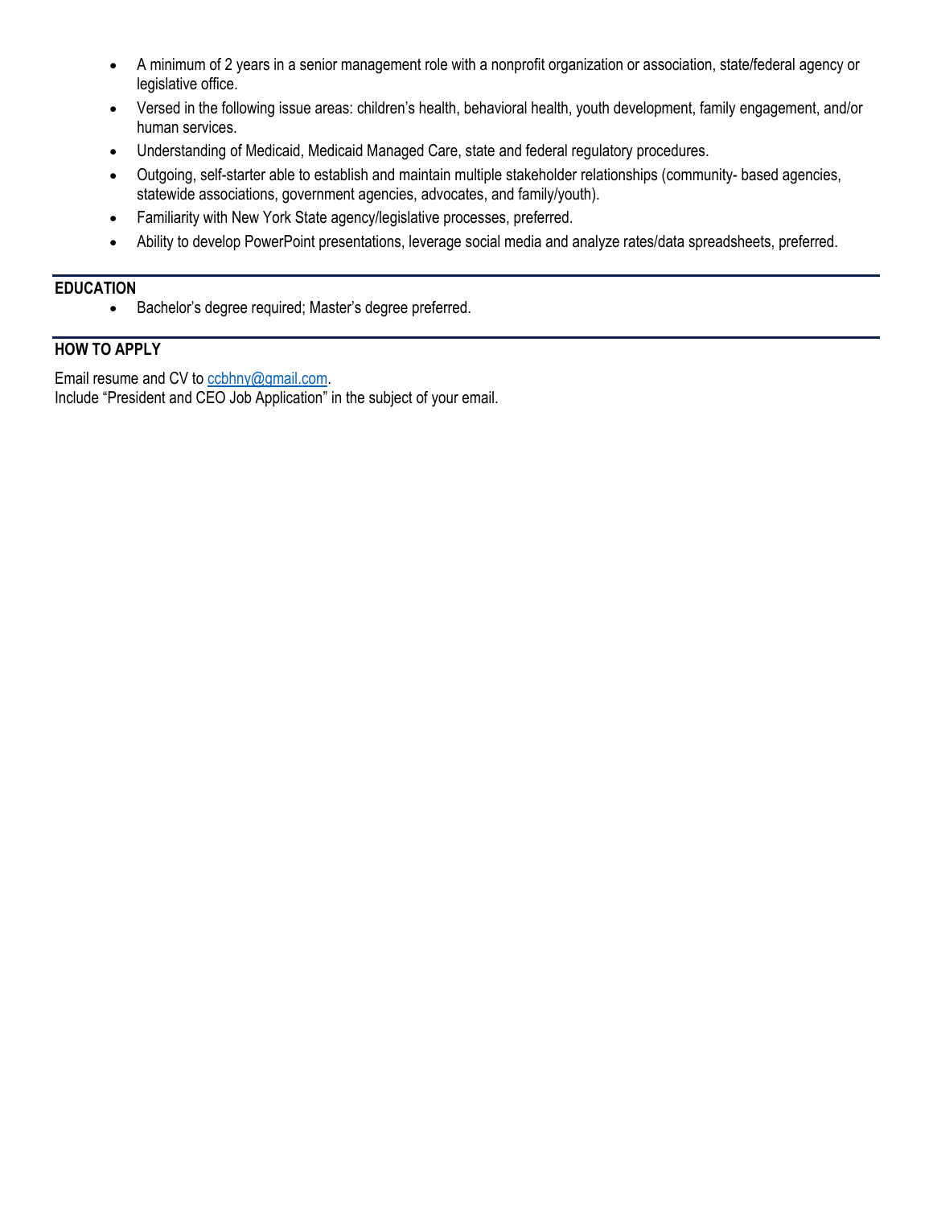- A minimum of 2 years in a senior management role with a nonprofit organization or association, state/federal agency or legislative office.
- Versed in the following issue areas: children's health, behavioral health, youth development, family engagement, and/or human services.
- Understanding of Medicaid, Medicaid Managed Care, state and federal regulatory procedures.
- Outgoing, self-starter able to establish and maintain multiple stakeholder relationships (community- based agencies, statewide associations, government agencies, advocates, and family/youth).
- Familiarity with New York State agency/legislative processes, preferred.
- Ability to develop PowerPoint presentations, leverage social media and analyze rates/data spreadsheets, preferred.

## EDUCATION

- Bachelor's degree required; Master's degree preferred.

## HOW TO APPLY

Email resume and CV to ccbhny@gmail.com.
Include "President and CEO Job Application" in the subject of your email.